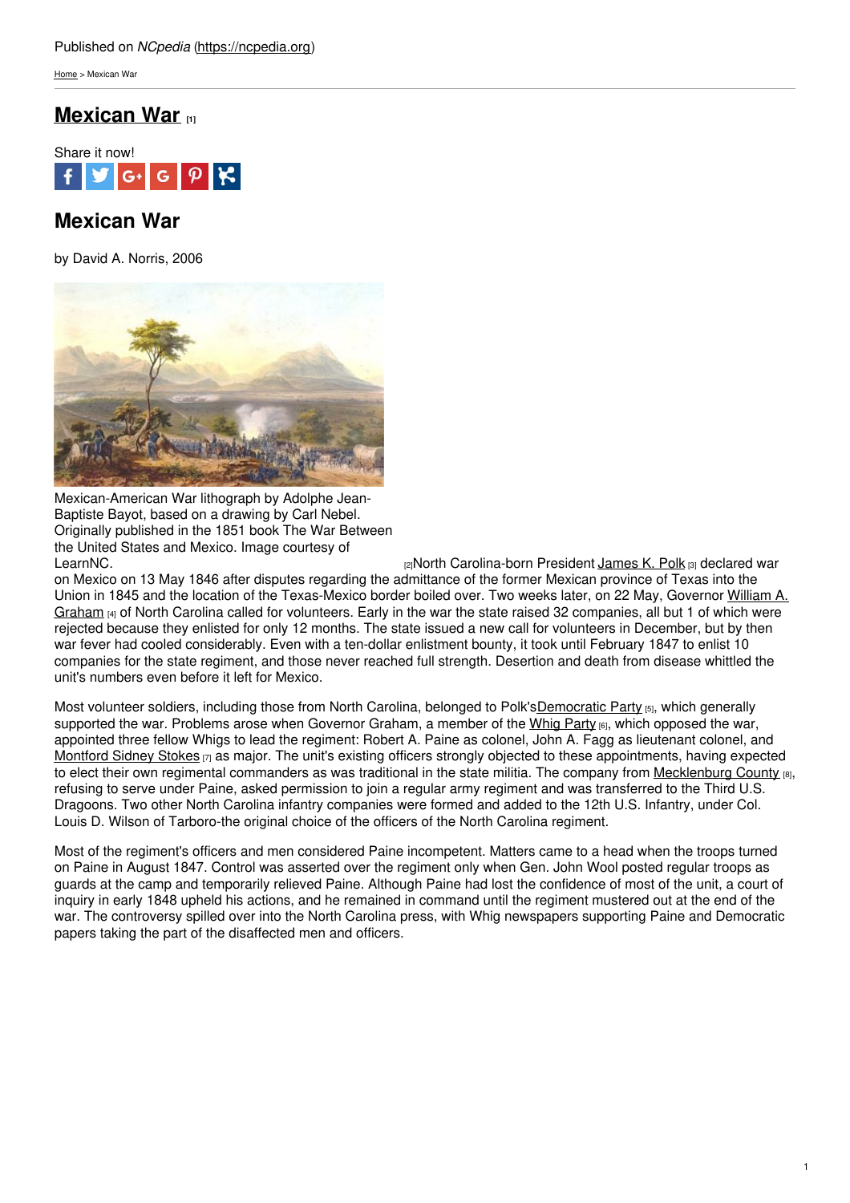Published on *NCpedia* (https://ncpedia.org)

Home > Mexican War

# Mexican War [1]

Share it now!

## Mexican War

by David A. Norris, 2006

Mexican-American War lithograph by Adolphe Jean-Baptiste Bayot, based on a drawing by Carl Nebel. Originally published in the 1851 book The War Between the United States and Mexico. Image courtesy of LearnNC. [2]

North Carolina-born President James K. Polk [3] declared war on Mexico on 13 May 1846 after disputes regarding the admittance of the former Mexican province of Texas into the Union in 1845 and the location of the Texas-Mexico border boiled over. Two weeks later, on 22 May, Governor William A. Graham [4] of North Carolina called for volunteers. Early in the war the state raised 32 companies, all but 1 of which were rejected because they enlisted for only 12 months. The state issued a new call for volunteers in December, but by then war fever had cooled considerably. Even with a ten-dollar enlistment bounty, it took until February 1847 to enlist 10 companies for the state regiment, and those never reached full strength. Desertion and death from disease whittled the unit's numbers even before it left for Mexico.

Most volunteer soldiers, including those from North Carolina, belonged to Polk's Democratic Party [5], which generally supported the war. Problems arose when Governor Graham, a member of the Whig Party [6], which opposed the war, appointed three fellow Whigs to lead the regiment: Robert A. Paine as colonel, John A. Fagg as lieutenant colonel, and Montford Sidney Stokes [7] as major. The unit's existing officers strongly objected to these appointments, having expected to elect their own regimental commanders as was traditional in the state militia. The company from Mecklenburg County [8], refusing to serve under Paine, asked permission to join a regular army regiment and was transferred to the Third U.S. Dragoons. Two other North Carolina infantry companies were formed and added to the 12th U.S. Infantry, under Col. Louis D. Wilson of Tarboro-the original choice of the officers of the North Carolina regiment.

Most of the regiment's officers and men considered Paine incompetent. Matters came to a head when the troops turned on Paine in August 1847. Control was asserted over the regiment only when Gen. John Wool posted regular troops as guards at the camp and temporarily relieved Paine. Although Paine had lost the confidence of most of the unit, a court of inquiry in early 1848 upheld his actions, and he remained in command until the regiment mustered out at the end of the war. The controversy spilled over into the North Carolina press, with Whig newspapers supporting Paine and Democratic papers taking the part of the disaffected men and officers.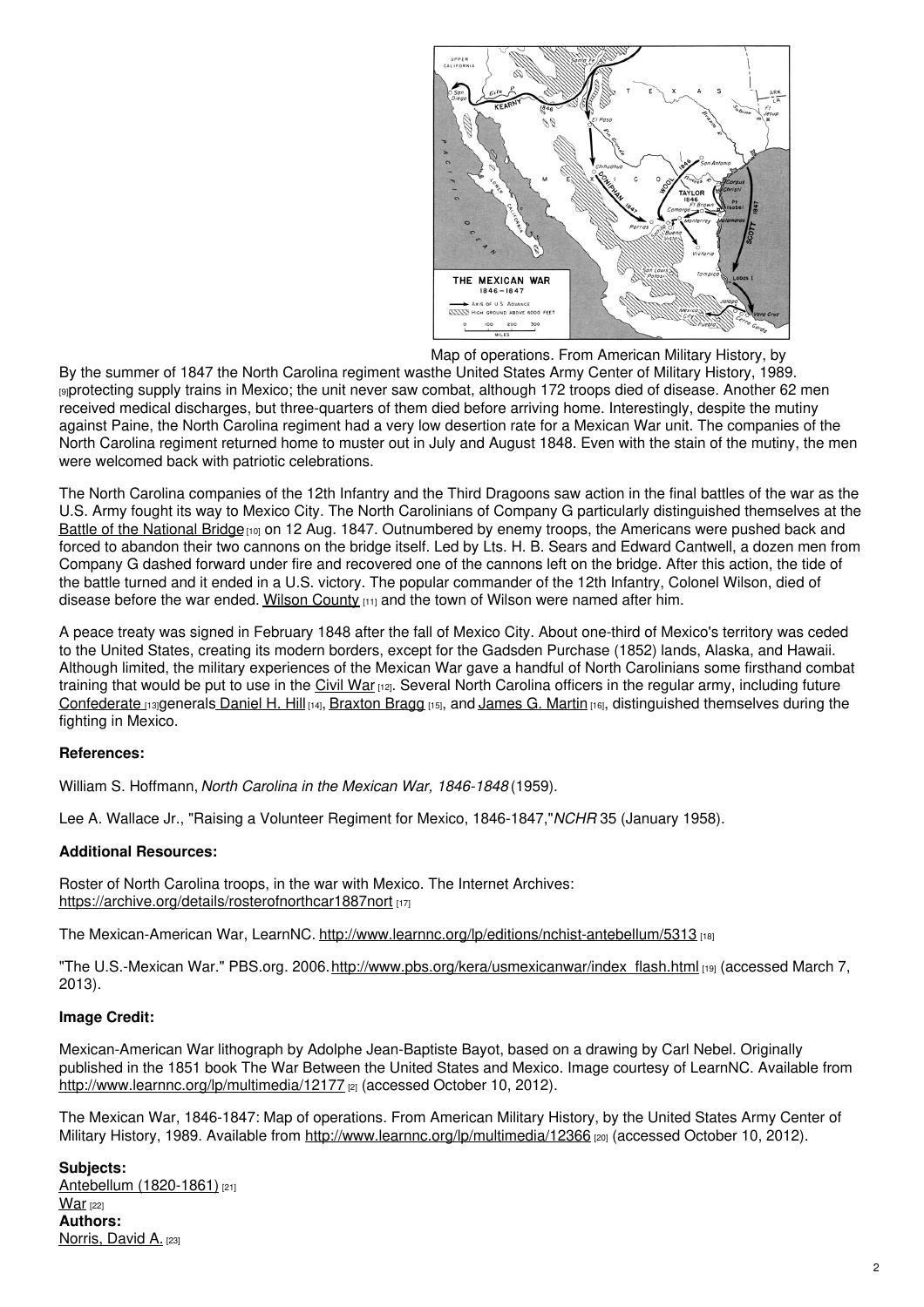Map of operations. From American Military History, by the United States Army Center of Military History, 1989.

By the summer of 1847 the North Carolina regiment was [9] protecting supply trains in Mexico; the unit never saw combat, although 172 troops died of disease. Another 62 men received medical discharges, but three-quarters of them died before arriving home. Interestingly, despite the mutiny against Paine, the North Carolina regiment had a very low desertion rate for a Mexican War unit. The companies of the North Carolina regiment returned home to muster out in July and August 1848. Even with the stain of the mutiny, the men were welcomed back with patriotic celebrations.

The North Carolina companies of the 12th Infantry and the Third Dragoons saw action in the final battles of the war as the U.S. Army fought its way to Mexico City. The North Carolinians of Company G particularly distinguished themselves at the Battle of the National Bridge [10] on 12 Aug. 1847. Outnumbered by enemy troops, the Americans were pushed back and forced to abandon their two cannons on the bridge itself. Led by Lts. H. B. Sears and Edward Cantwell, a dozen men from Company G dashed forward under fire and recovered one of the cannons left on the bridge. After this action, the tide of the battle turned and it ended in a U.S. victory. The popular commander of the 12th Infantry, Colonel Wilson, died of disease before the war ended. Wilson County [11] and the town of Wilson were named after him.

A peace treaty was signed in February 1848 after the fall of Mexico City. About one-third of Mexico's territory was ceded to the United States, creating its modern borders, except for the Gadsden Purchase (1852) lands, Alaska, and Hawaii. Although limited, the military experiences of the Mexican War gave a handful of North Carolinians some firsthand combat training that would be put to use in the Civil War [12]. Several North Carolina officers in the regular army, including future Confederate [13] generals Daniel H. Hill [14], Braxton Bragg [15], and James G. Martin [16], distinguished themselves during the fighting in Mexico.

**References:**

William S. Hoffmann, *North Carolina in the Mexican War, 1846-1848* (1959).

Lee A. Wallace Jr., "Raising a Volunteer Regiment for Mexico, 1846-1847," *NCHR* 35 (January 1958).

**Additional Resources:**

Roster of North Carolina troops, in the war with Mexico. The Internet Archives: https://archive.org/details/rosterofnorthcar1887nort [17]

The Mexican-American War, LearnNC. http://www.learnnc.org/lp/editions/nchist-antebellum/5313 [18]

"The U.S.-Mexican War." PBS.org. 2006. http://www.pbs.org/kera/usmexicanwar/index_flash.html [19] (accessed March 7, 2013).

**Image Credit:**

Mexican-American War lithograph by Adolphe Jean-Baptiste Bayot, based on a drawing by Carl Nebel. Originally published in the 1851 book The War Between the United States and Mexico. Image courtesy of LearnNC. Available from http://www.learnnc.org/lp/multimedia/12177 [2] (accessed October 10, 2012).

The Mexican War, 1846-1847: Map of operations. From American Military History, by the United States Army Center of Military History, 1989. Available from http://www.learnnc.org/lp/multimedia/12366 [20] (accessed October 10, 2012).

**Subjects:**
Antebellum (1820-1861) [21]
War [22]
**Authors:**
Norris, David A. [23]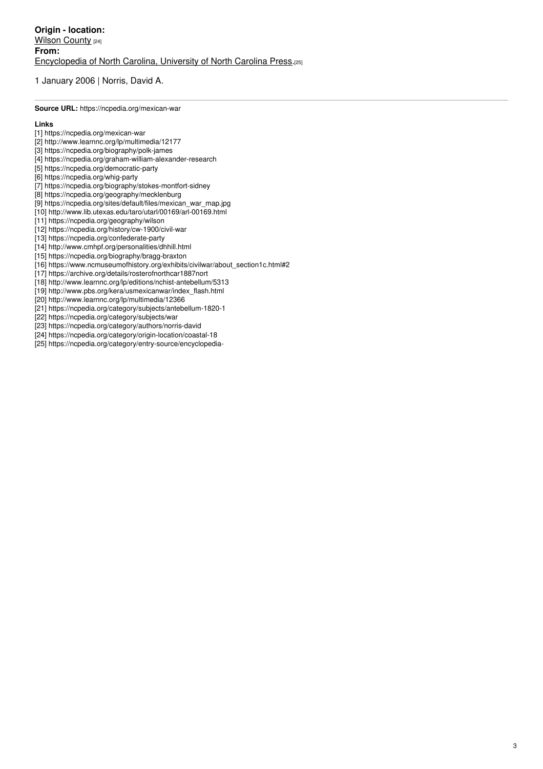**Origin - location:**
Wilson County [24]
**From:**
Encyclopedia of North Carolina, University of North Carolina Press.[25]

1 January 2006 | Norris, David A.

---

**Source URL:** https://ncpedia.org/mexican-war

**Links**
[1] https://ncpedia.org/mexican-war
[2] http://www.learnnc.org/lp/multimedia/12177
[3] https://ncpedia.org/biography/polk-james
[4] https://ncpedia.org/graham-william-alexander-research
[5] https://ncpedia.org/democratic-party
[6] https://ncpedia.org/whig-party
[7] https://ncpedia.org/biography/stokes-montfort-sidney
[8] https://ncpedia.org/geography/mecklenburg
[9] https://ncpedia.org/sites/default/files/mexican_war_map.jpg
[10] http://www.lib.utexas.edu/taro/utarl/00169/arl-00169.html
[11] https://ncpedia.org/geography/wilson
[12] https://ncpedia.org/history/cw-1900/civil-war
[13] https://ncpedia.org/confederate-party
[14] http://www.cmhpf.org/personalities/dhhill.html
[15] https://ncpedia.org/biography/bragg-braxton
[16] https://www.ncmuseumofhistory.org/exhibits/civilwar/about_section1c.html#2
[17] https://archive.org/details/rosterofnorthcar1887nort
[18] http://www.learnnc.org/lp/editions/nchist-antebellum/5313
[19] http://www.pbs.org/kera/usmexicanwar/index_flash.html
[20] http://www.learnnc.org/lp/multimedia/12366
[21] https://ncpedia.org/category/subjects/antebellum-1820-1
[22] https://ncpedia.org/category/subjects/war
[23] https://ncpedia.org/category/authors/norris-david
[24] https://ncpedia.org/category/origin-location/coastal-18
[25] https://ncpedia.org/category/entry-source/encyclopedia-